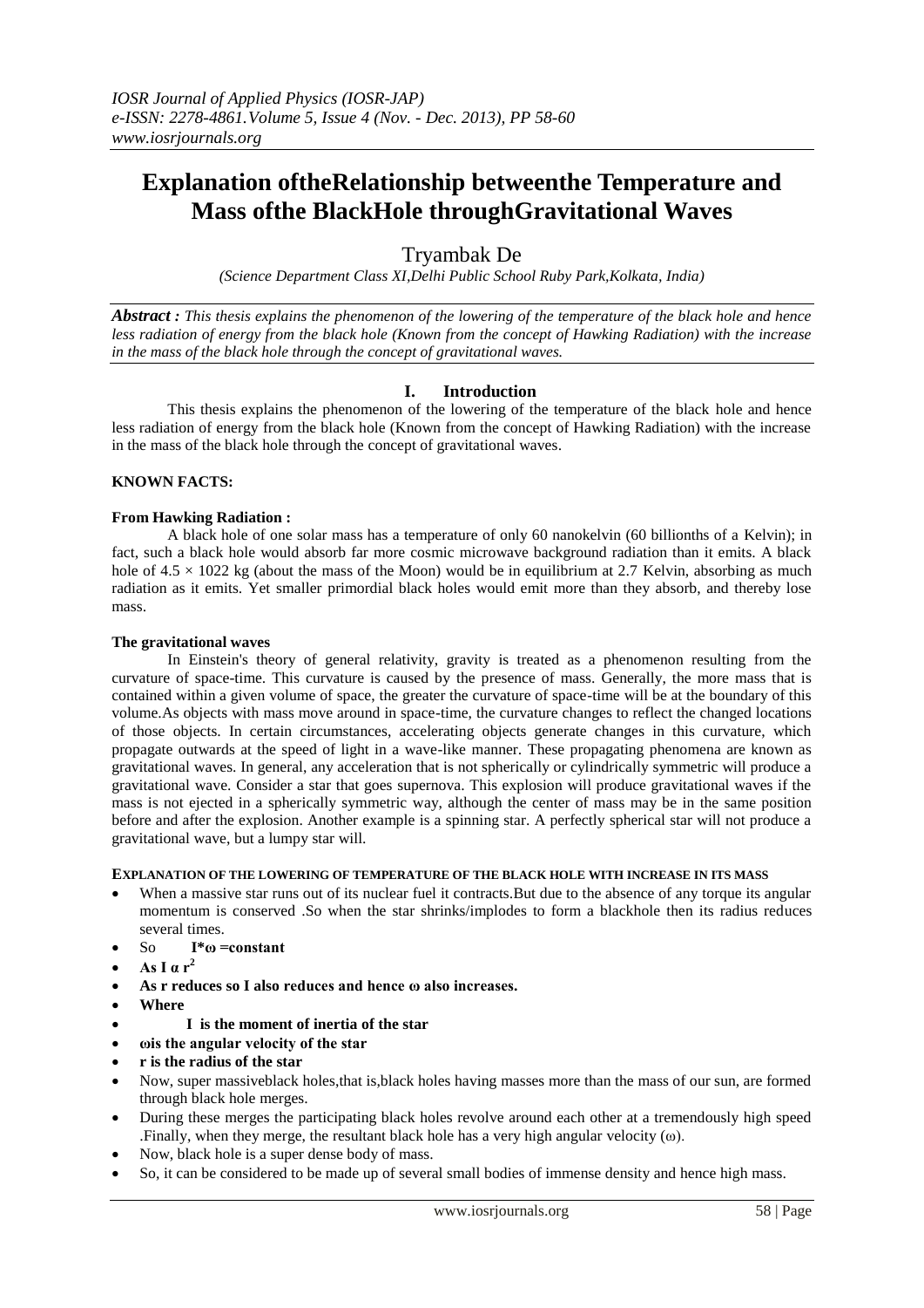# Explanation oftheRelationship betweenthe Temperature and Mass ofthe BlackHole throughGravitational Waves

Tryambak De

*(Science Department Class XI,Delhi Public School Ruby Park,Kolkata, India)*

***Abstract :*** *This thesis explains the phenomenon of the lowering of the temperature of the black hole and hence less radiation of energy from the black hole (Known from the concept of Hawking Radiation) with the increase in the mass of the black hole through the concept of gravitational waves.*

## I. Introduction

This thesis explains the phenomenon of the lowering of the temperature of the black hole and hence less radiation of energy from the black hole (Known from the concept of Hawking Radiation) with the increase in the mass of the black hole through the concept of gravitational waves.

**KNOWN FACTS:**

**From Hawking Radiation :**

A black hole of one solar mass has a temperature of only 60 nanokelvin (60 billionths of a Kelvin); in fact, such a black hole would absorb far more cosmic microwave background radiation than it emits. A black hole of $4.5 \times 1022$ kg (about the mass of the Moon) would be in equilibrium at 2.7 Kelvin, absorbing as much radiation as it emits. Yet smaller primordial black holes would emit more than they absorb, and thereby lose mass.

**The gravitational waves**

In Einstein's theory of general relativity, gravity is treated as a phenomenon resulting from the curvature of space-time. This curvature is caused by the presence of mass. Generally, the more mass that is contained within a given volume of space, the greater the curvature of space-time will be at the boundary of this volume.As objects with mass move around in space-time, the curvature changes to reflect the changed locations of those objects. In certain circumstances, accelerating objects generate changes in this curvature, which propagate outwards at the speed of light in a wave-like manner. These propagating phenomena are known as gravitational waves. In general, any acceleration that is not spherically or cylindrically symmetric will produce a gravitational wave. Consider a star that goes supernova. This explosion will produce gravitational waves if the mass is not ejected in a spherically symmetric way, although the center of mass may be in the same position before and after the explosion. Another example is a spinning star. A perfectly spherical star will not produce a gravitational wave, but a lumpy star will.

**EXPLANATION OF THE LOWERING OF TEMPERATURE OF THE BLACK HOLE WITH INCREASE IN ITS MASS**

- When a massive star runs out of its nuclear fuel it contracts.But due to the absence of any torque its angular momentum is conserved .So when the star shrinks/implodes to form a blackhole then its radius reduces several times.
- So **$I*\omega$ =constant**
- **As $I \alpha r^2$**
- **As r reduces so I also reduces and hence $\omega$ also increases.**
- **Where**
- **I is the moment of inertia of the star**
- **$\omega$is the angular velocity of the star**
- **r is the radius of the star**
- Now, super massiveblack holes,that is,black holes having masses more than the mass of our sun, are formed through black hole merges.
- During these merges the participating black holes revolve around each other at a tremendously high speed .Finally, when they merge, the resultant black hole has a very high angular velocity ($\omega$).
- Now, black hole is a super dense body of mass.
- So, it can be considered to be made up of several small bodies of immense density and hence high mass.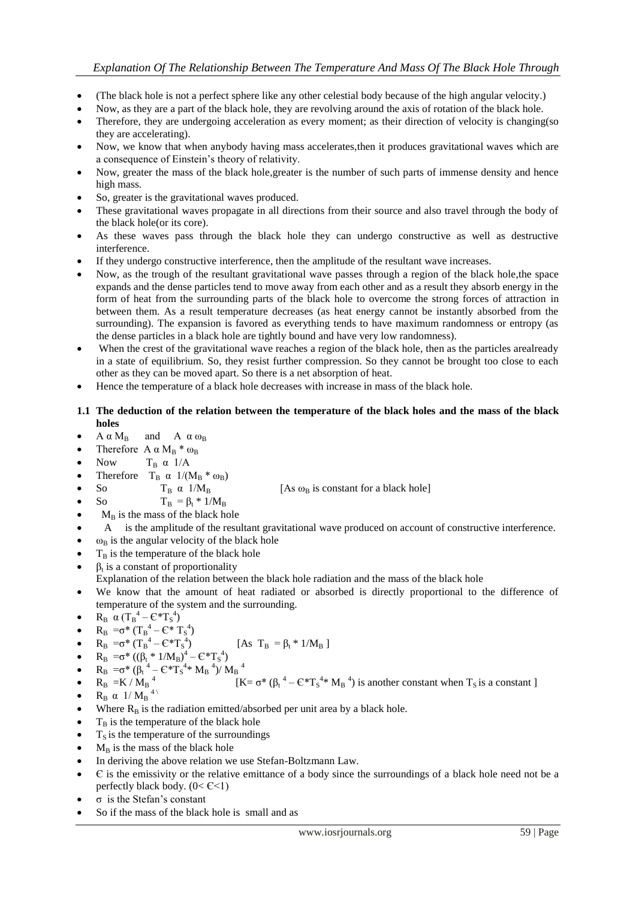- (The black hole is not a perfect sphere like any other celestial body because of the high angular velocity.)
- Now, as they are a part of the black hole, they are revolving around the axis of rotation of the black hole.
- Therefore, they are undergoing acceleration as every moment; as their direction of velocity is changing(so they are accelerating).
- Now, we know that when anybody having mass accelerates,then it produces gravitational waves which are a consequence of Einstein's theory of relativity.
- Now, greater the mass of the black hole,greater is the number of such parts of immense density and hence high mass.
- So, greater is the gravitational waves produced.
- These gravitational waves propagate in all directions from their source and also travel through the body of the black hole(or its core).
- As these waves pass through the black hole they can undergo constructive as well as destructive interference.
- If they undergo constructive interference, then the amplitude of the resultant wave increases.
- Now, as the trough of the resultant gravitational wave passes through a region of the black hole,the space expands and the dense particles tend to move away from each other and as a result they absorb energy in the form of heat from the surrounding parts of the black hole to overcome the strong forces of attraction in between them. As a result temperature decreases (as heat energy cannot be instantly absorbed from the surrounding). The expansion is favored as everything tends to have maximum randomness or entropy (as the dense particles in a black hole are tightly bound and have very low randomness).
- When the crest of the gravitational wave reaches a region of the black hole, then as the particles arealready in a state of equilibrium. So, they resist further compression. So they cannot be brought too close to each other as they can be moved apart. So there is a net absorption of heat.
- Hence the temperature of a black hole decreases with increase in mass of the black hole.

### 1.1 The deduction of the relation between the temperature of the black holes and the mass of the black holes

- $A \alpha M_B$ and $A \alpha \omega_B$
- Therefore $A \alpha M_B * \omega_B$
- Now $T_B \alpha 1/A$
- Therefore $T_B \alpha 1/(M_B * \omega_B)$
- So $T_B \alpha 1/M_B$ [As $\omega_B$ is constant for a black hole]
- So $T_B = \beta_t * 1/M_B$
- $M_B$ is the mass of the black hole
- $A$ is the amplitude of the resultant gravitational wave produced on account of constructive interference.
- $\omega_B$ is the angular velocity of the black hole
- $T_B$ is the temperature of the black hole
- $\beta_t$ is a constant of proportionality

Explanation of the relation between the black hole radiation and the mass of the black hole

- We know that the amount of heat radiated or absorbed is directly proportional to the difference of temperature of the system and the surrounding.
- $R_B \alpha (T_B^4 - Є*T_S^4)$
- $R_B = \sigma * (T_B^4 - Є* T_S^4)$
- $R_B = \sigma * (T_B^4 - Є*T_S^4)$ [As $T_B = \beta_t * 1/M_B$ ]
- $R_B = \sigma * ((\beta_t * 1/M_B)^4 - Є*T_S^4)$
- $R_B = \sigma * (\beta_t^4 - Є*T_S^4 * M_B^4)/ M_B^4$
- $R_B = K / M_B^4$ [$K = \sigma * (\beta_t^4 - Є*T_S^4 * M_B^4)$ is another constant when $T_S$ is a constant ]
- $R_B \alpha 1/ M_B^4$
- Where $R_B$ is the radiation emitted/absorbed per unit area by a black hole.
- $T_B$ is the temperature of the black hole
- $T_S$ is the temperature of the surroundings
- $M_B$ is the mass of the black hole
- In deriving the above relation we use Stefan-Boltzmann Law.
- Є is the emissivity or the relative emittance of a body since the surroundings of a black hole need not be a perfectly black body. ($0 < Є < 1$)
- $\sigma$ is the Stefan's constant
- So if the mass of the black hole is small and as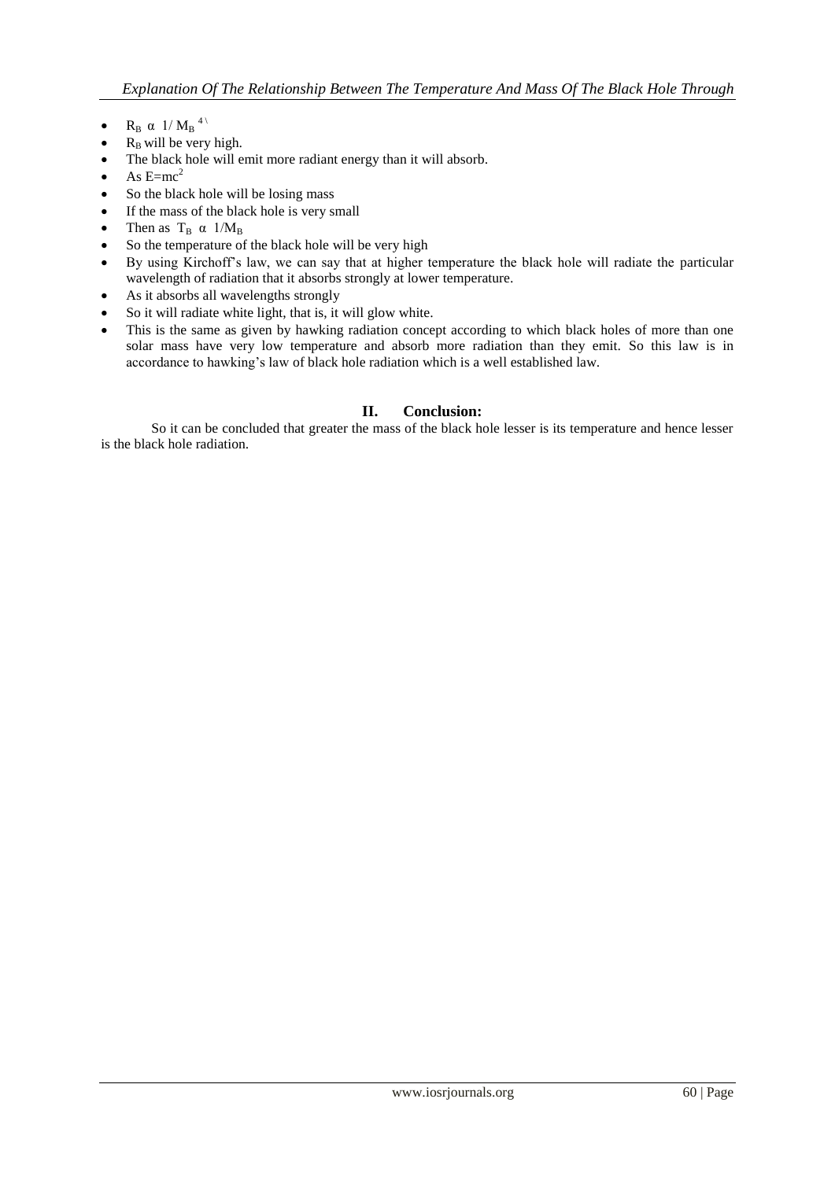- $R_B \, \alpha \, 1/ M_B{}^{4\backslash}$
- $R_B$ will be very high.
- The black hole will emit more radiant energy than it will absorb.
- As $E=mc^2$
- So the black hole will be losing mass
- If the mass of the black hole is very small
- Then as $T_B \, \alpha \, 1/M_B$
- So the temperature of the black hole will be very high
- By using Kirchoff's law, we can say that at higher temperature the black hole will radiate the particular wavelength of radiation that it absorbs strongly at lower temperature.
- As it absorbs all wavelengths strongly
- So it will radiate white light, that is, it will glow white.
- This is the same as given by hawking radiation concept according to which black holes of more than one solar mass have very low temperature and absorb more radiation than they emit. So this law is in accordance to hawking's law of black hole radiation which is a well established law.

## II. Conclusion:

So it can be concluded that greater the mass of the black hole lesser is its temperature and hence lesser is the black hole radiation.